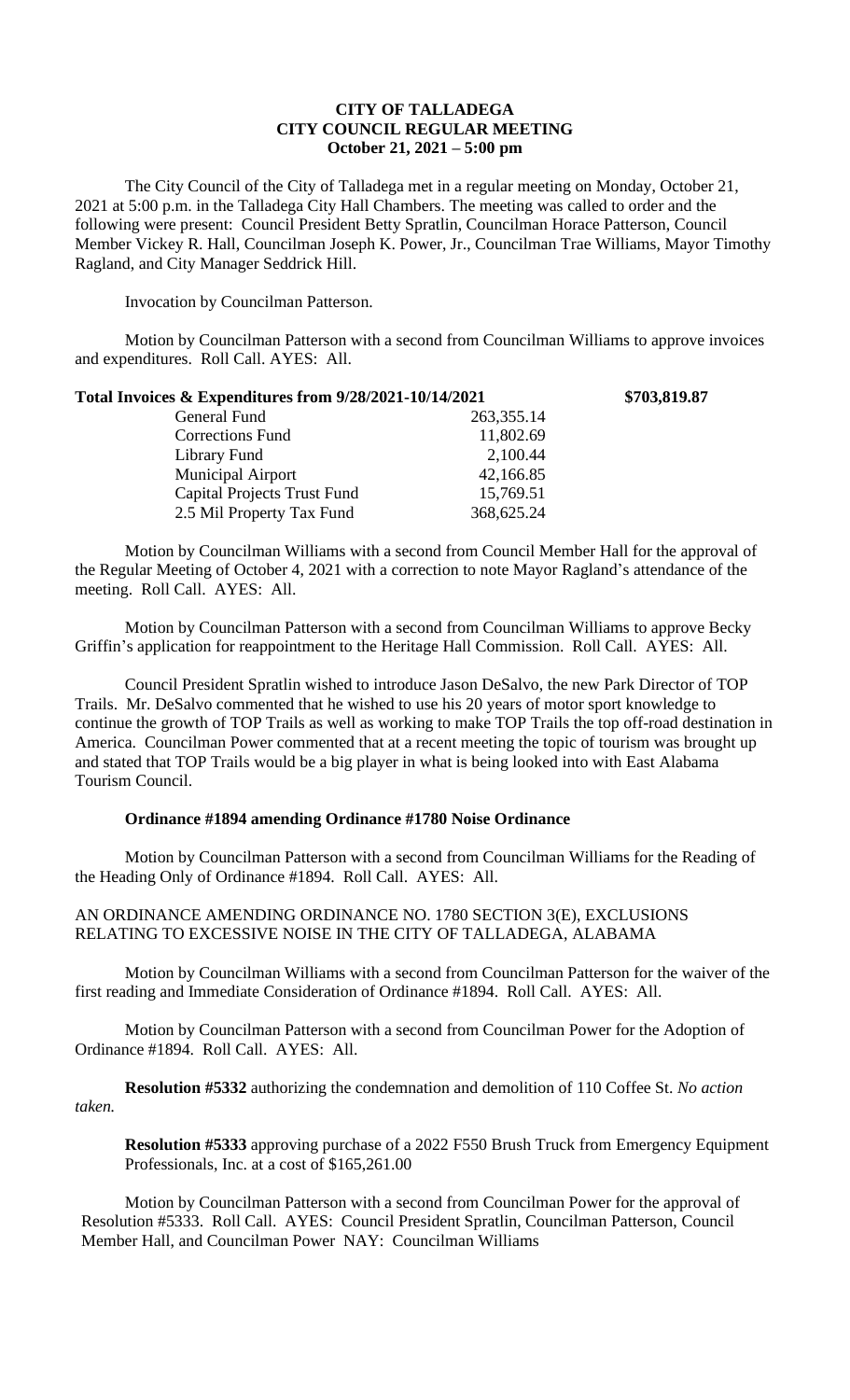**CITY OF TALLADEGA**
**CITY COUNCIL REGULAR MEETING**
**October 21, 2021 – 5:00 pm**

The City Council of the City of Talladega met in a regular meeting on Monday, October 21, 2021 at 5:00 p.m. in the Talladega City Hall Chambers. The meeting was called to order and the following were present: Council President Betty Spratlin, Councilman Horace Patterson, Council Member Vickey R. Hall, Councilman Joseph K. Power, Jr., Councilman Trae Williams, Mayor Timothy Ragland, and City Manager Seddrick Hill.

Invocation by Councilman Patterson.

Motion by Councilman Patterson with a second from Councilman Williams to approve invoices and expenditures. Roll Call. AYES: All.

| **Total Invoices & Expenditures from 9/28/2021-10/14/2021** | | **\$703,819.87** |
|---|---|---|
| General Fund | 263,355.14 | |
| Corrections Fund | 11,802.69 | |
| Library Fund | 2,100.44 | |
| Municipal Airport | 42,166.85 | |
| Capital Projects Trust Fund | 15,769.51 | |
| 2.5 Mil Property Tax Fund | 368,625.24 | |

Motion by Councilman Williams with a second from Council Member Hall for the approval of the Regular Meeting of October 4, 2021 with a correction to note Mayor Ragland's attendance of the meeting. Roll Call. AYES: All.

Motion by Councilman Patterson with a second from Councilman Williams to approve Becky Griffin's application for reappointment to the Heritage Hall Commission. Roll Call. AYES: All.

Council President Spratlin wished to introduce Jason DeSalvo, the new Park Director of TOP Trails. Mr. DeSalvo commented that he wished to use his 20 years of motor sport knowledge to continue the growth of TOP Trails as well as working to make TOP Trails the top off-road destination in America. Councilman Power commented that at a recent meeting the topic of tourism was brought up and stated that TOP Trails would be a big player in what is being looked into with East Alabama Tourism Council.

**Ordinance #1894 amending Ordinance #1780 Noise Ordinance**

Motion by Councilman Patterson with a second from Councilman Williams for the Reading of the Heading Only of Ordinance #1894. Roll Call. AYES: All.

AN ORDINANCE AMENDING ORDINANCE NO. 1780 SECTION 3(E), EXCLUSIONS RELATING TO EXCESSIVE NOISE IN THE CITY OF TALLADEGA, ALABAMA

Motion by Councilman Williams with a second from Councilman Patterson for the waiver of the first reading and Immediate Consideration of Ordinance #1894. Roll Call. AYES: All.

Motion by Councilman Patterson with a second from Councilman Power for the Adoption of Ordinance #1894. Roll Call. AYES: All.

**Resolution #5332** authorizing the condemnation and demolition of 110 Coffee St. *No action taken.*

**Resolution #5333** approving purchase of a 2022 F550 Brush Truck from Emergency Equipment Professionals, Inc. at a cost of \$165,261.00

Motion by Councilman Patterson with a second from Councilman Power for the approval of Resolution #5333. Roll Call. AYES: Council President Spratlin, Councilman Patterson, Council Member Hall, and Councilman Power NAY: Councilman Williams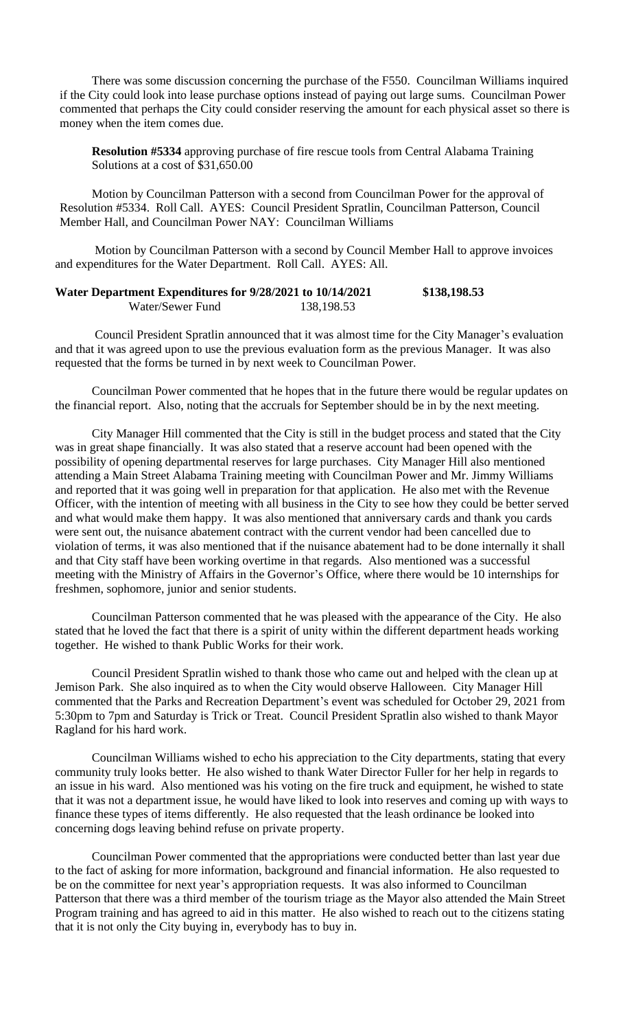There was some discussion concerning the purchase of the F550. Councilman Williams inquired if the City could look into lease purchase options instead of paying out large sums. Councilman Power commented that perhaps the City could consider reserving the amount for each physical asset so there is money when the item comes due.

**Resolution #5334** approving purchase of fire rescue tools from Central Alabama Training Solutions at a cost of $31,650.00

Motion by Councilman Patterson with a second from Councilman Power for the approval of Resolution #5334. Roll Call. AYES: Council President Spratlin, Councilman Patterson, Council Member Hall, and Councilman Power NAY: Councilman Williams

Motion by Councilman Patterson with a second by Council Member Hall to approve invoices and expenditures for the Water Department. Roll Call. AYES: All.

**Water Department Expenditures for 9/28/2021 to 10/14/2021 $138,198.53**

Water/Sewer Fund 138,198.53

Council President Spratlin announced that it was almost time for the City Manager's evaluation and that it was agreed upon to use the previous evaluation form as the previous Manager. It was also requested that the forms be turned in by next week to Councilman Power.

Councilman Power commented that he hopes that in the future there would be regular updates on the financial report. Also, noting that the accruals for September should be in by the next meeting.

City Manager Hill commented that the City is still in the budget process and stated that the City was in great shape financially. It was also stated that a reserve account had been opened with the possibility of opening departmental reserves for large purchases. City Manager Hill also mentioned attending a Main Street Alabama Training meeting with Councilman Power and Mr. Jimmy Williams and reported that it was going well in preparation for that application. He also met with the Revenue Officer, with the intention of meeting with all business in the City to see how they could be better served and what would make them happy. It was also mentioned that anniversary cards and thank you cards were sent out, the nuisance abatement contract with the current vendor had been cancelled due to violation of terms, it was also mentioned that if the nuisance abatement had to be done internally it shall and that City staff have been working overtime in that regards. Also mentioned was a successful meeting with the Ministry of Affairs in the Governor's Office, where there would be 10 internships for freshmen, sophomore, junior and senior students.

Councilman Patterson commented that he was pleased with the appearance of the City. He also stated that he loved the fact that there is a spirit of unity within the different department heads working together. He wished to thank Public Works for their work.

Council President Spratlin wished to thank those who came out and helped with the clean up at Jemison Park. She also inquired as to when the City would observe Halloween. City Manager Hill commented that the Parks and Recreation Department's event was scheduled for October 29, 2021 from 5:30pm to 7pm and Saturday is Trick or Treat. Council President Spratlin also wished to thank Mayor Ragland for his hard work.

Councilman Williams wished to echo his appreciation to the City departments, stating that every community truly looks better. He also wished to thank Water Director Fuller for her help in regards to an issue in his ward. Also mentioned was his voting on the fire truck and equipment, he wished to state that it was not a department issue, he would have liked to look into reserves and coming up with ways to finance these types of items differently. He also requested that the leash ordinance be looked into concerning dogs leaving behind refuse on private property.

Councilman Power commented that the appropriations were conducted better than last year due to the fact of asking for more information, background and financial information. He also requested to be on the committee for next year's appropriation requests. It was also informed to Councilman Patterson that there was a third member of the tourism triage as the Mayor also attended the Main Street Program training and has agreed to aid in this matter. He also wished to reach out to the citizens stating that it is not only the City buying in, everybody has to buy in.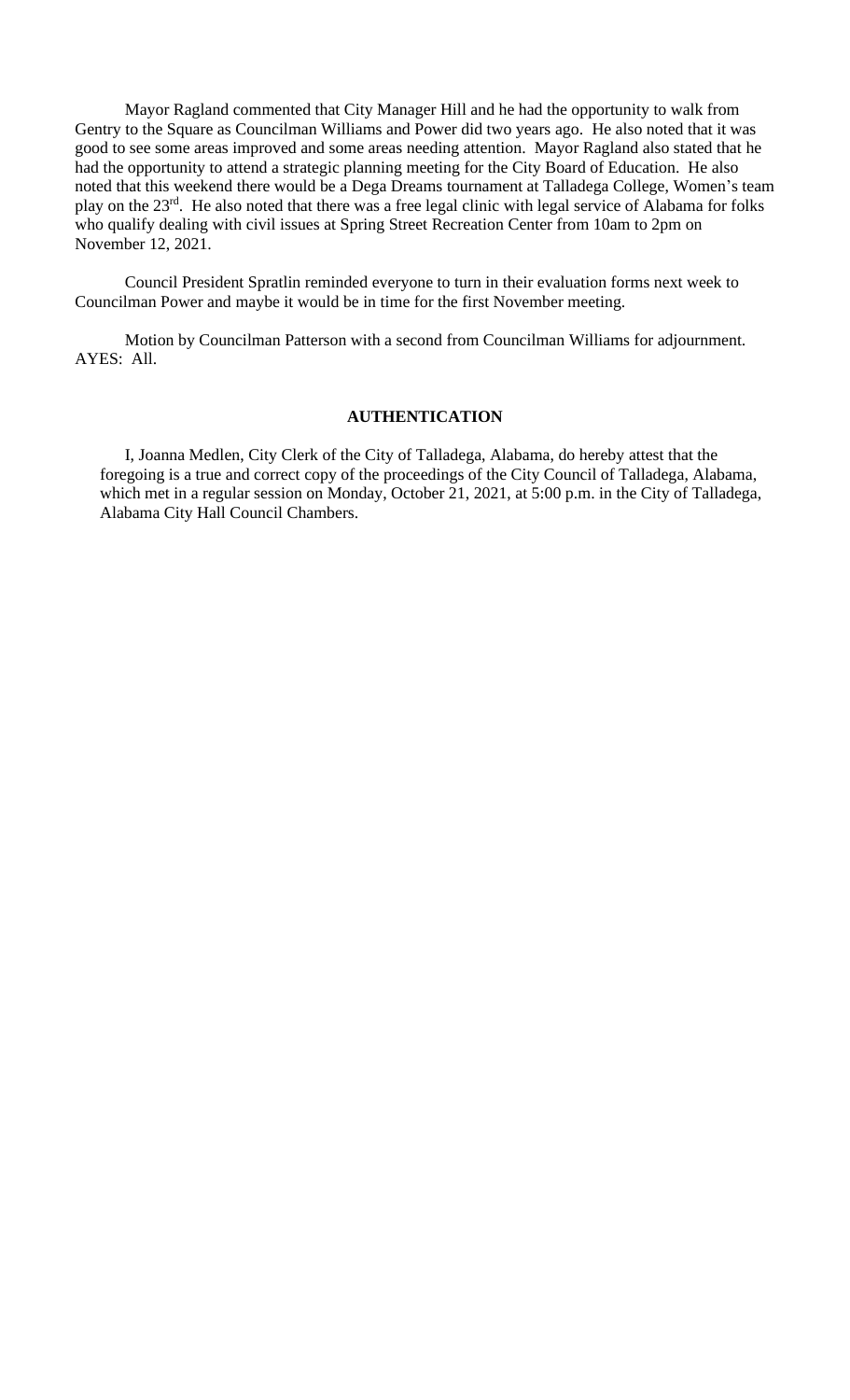Mayor Ragland commented that City Manager Hill and he had the opportunity to walk from Gentry to the Square as Councilman Williams and Power did two years ago. He also noted that it was good to see some areas improved and some areas needing attention. Mayor Ragland also stated that he had the opportunity to attend a strategic planning meeting for the City Board of Education. He also noted that this weekend there would be a Dega Dreams tournament at Talladega College, Women's team play on the 23rd. He also noted that there was a free legal clinic with legal service of Alabama for folks who qualify dealing with civil issues at Spring Street Recreation Center from 10am to 2pm on November 12, 2021.

Council President Spratlin reminded everyone to turn in their evaluation forms next week to Councilman Power and maybe it would be in time for the first November meeting.

Motion by Councilman Patterson with a second from Councilman Williams for adjournment. AYES: All.

**AUTHENTICATION**

I, Joanna Medlen, City Clerk of the City of Talladega, Alabama, do hereby attest that the foregoing is a true and correct copy of the proceedings of the City Council of Talladega, Alabama, which met in a regular session on Monday, October 21, 2021, at 5:00 p.m. in the City of Talladega, Alabama City Hall Council Chambers.